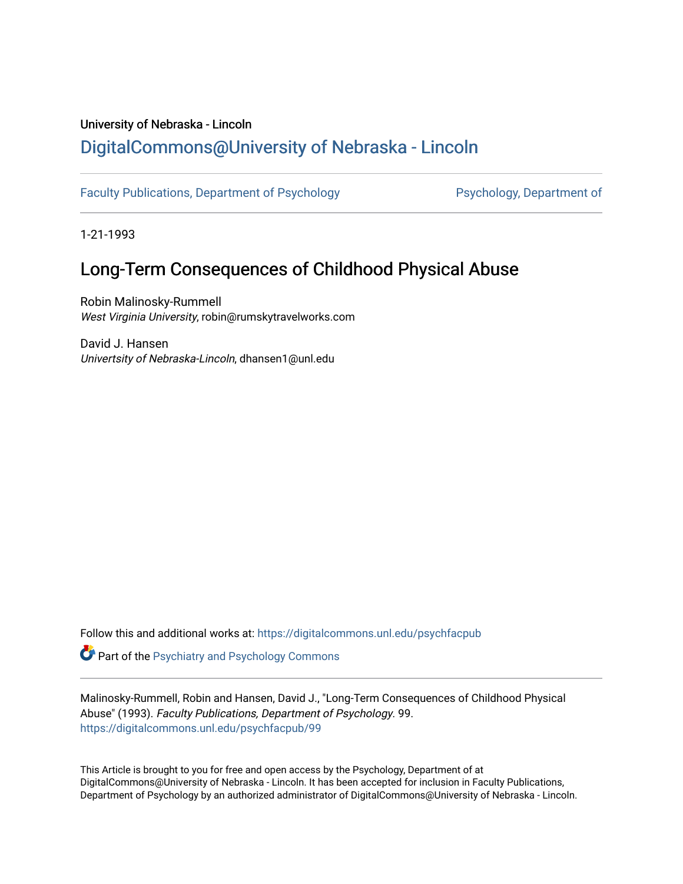University of Nebraska - Lincoln

# DigitalCommons@University of Nebraska - Lincoln

Faculty Publications, Department of Psychology

Psychology, Department of

1-21-1993

## Long-Term Consequences of Childhood Physical Abuse

Robin Malinosky-Rummell
*West Virginia University*, robin@rumskytravelworks.com

David J. Hansen
*Univertsity of Nebraska-Lincoln*, dhansen1@unl.edu

Follow this and additional works at: https://digitalcommons.unl.edu/psychfacpub

Part of the Psychiatry and Psychology Commons

Malinosky-Rummell, Robin and Hansen, David J., "Long-Term Consequences of Childhood Physical Abuse" (1993). *Faculty Publications, Department of Psychology*. 99.
https://digitalcommons.unl.edu/psychfacpub/99

This Article is brought to you for free and open access by the Psychology, Department of at DigitalCommons@University of Nebraska - Lincoln. It has been accepted for inclusion in Faculty Publications, Department of Psychology by an authorized administrator of DigitalCommons@University of Nebraska - Lincoln.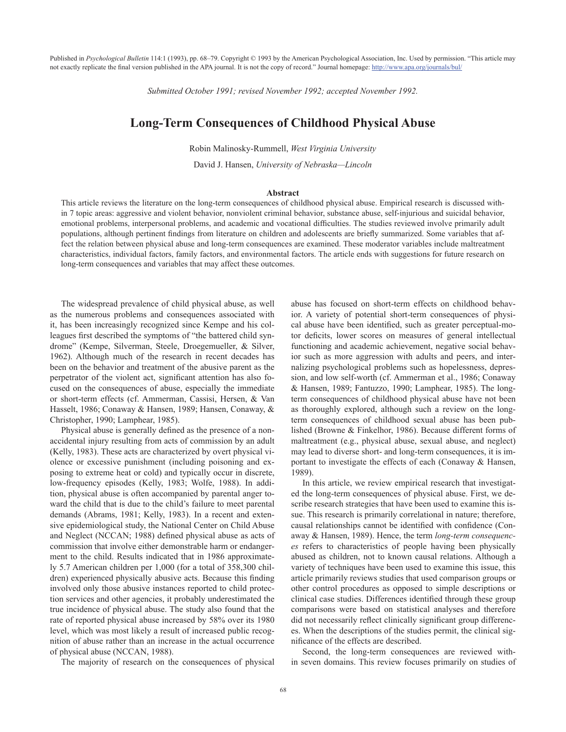Published in *Psychological Bulletin* 114:1 (1993), pp. 68–79. Copyright © 1993 by the American Psychological Association, Inc. Used by permission. "This article may not exactly replicate the final version published in the APA journal. It is not the copy of record." Journal homepage: http://www.apa.org/journals/bul/

*Submitted October 1991; revised November 1992; accepted November 1992.*

# Long-Term Consequences of Childhood Physical Abuse

Robin Malinosky-Rummell, *West Virginia University*

David J. Hansen, *University of Nebraska—Lincoln*

### Abstract

This article reviews the literature on the long-term consequences of childhood physical abuse. Empirical research is discussed within 7 topic areas: aggressive and violent behavior, nonviolent criminal behavior, substance abuse, self-injurious and suicidal behavior, emotional problems, interpersonal problems, and academic and vocational difficulties. The studies reviewed involve primarily adult populations, although pertinent findings from literature on children and adolescents are briefly summarized. Some variables that affect the relation between physical abuse and long-term consequences are examined. These moderator variables include maltreatment characteristics, individual factors, family factors, and environmental factors. The article ends with suggestions for future research on long-term consequences and variables that may affect these outcomes.

The widespread prevalence of child physical abuse, as well as the numerous problems and consequences associated with it, has been increasingly recognized since Kempe and his colleagues first described the symptoms of "the battered child syndrome" (Kempe, Silverman, Steele, Droegemueller, & Silver, 1962). Although much of the research in recent decades has been on the behavior and treatment of the abusive parent as the perpetrator of the violent act, significant attention has also focused on the consequences of abuse, especially the immediate or short-term effects (cf. Ammerman, Cassisi, Hersen, & Van Hasselt, 1986; Conaway & Hansen, 1989; Hansen, Conaway, & Christopher, 1990; Lamphear, 1985).

Physical abuse is generally defined as the presence of a nonaccidental injury resulting from acts of commission by an adult (Kelly, 1983). These acts are characterized by overt physical violence or excessive punishment (including poisoning and exposing to extreme heat or cold) and typically occur in discrete, low-frequency episodes (Kelly, 1983; Wolfe, 1988). In addition, physical abuse is often accompanied by parental anger toward the child that is due to the child's failure to meet parental demands (Abrams, 1981; Kelly, 1983). In a recent and extensive epidemiological study, the National Center on Child Abuse and Neglect (NCCAN; 1988) defined physical abuse as acts of commission that involve either demonstrable harm or endangerment to the child. Results indicated that in 1986 approximately 5.7 American children per 1,000 (for a total of 358,300 children) experienced physically abusive acts. Because this finding involved only those abusive instances reported to child protection services and other agencies, it probably underestimated the true incidence of physical abuse. The study also found that the rate of reported physical abuse increased by 58% over its 1980 level, which was most likely a result of increased public recognition of abuse rather than an increase in the actual occurrence of physical abuse (NCCAN, 1988).

The majority of research on the consequences of physical abuse has focused on short-term effects on childhood behavior. A variety of potential short-term consequences of physical abuse have been identified, such as greater perceptual-motor deficits, lower scores on measures of general intellectual functioning and academic achievement, negative social behavior such as more aggression with adults and peers, and internalizing psychological problems such as hopelessness, depression, and low self-worth (cf. Ammerman et al., 1986; Conaway & Hansen, 1989; Fantuzzo, 1990; Lamphear, 1985). The long-term consequences of childhood physical abuse have not been as thoroughly explored, although such a review on the long-term consequences of childhood sexual abuse has been published (Browne & Finkelhor, 1986). Because different forms of maltreatment (e.g., physical abuse, sexual abuse, and neglect) may lead to diverse short- and long-term consequences, it is important to investigate the effects of each (Conaway & Hansen, 1989).

In this article, we review empirical research that investigated the long-term consequences of physical abuse. First, we describe research strategies that have been used to examine this issue. This research is primarily correlational in nature; therefore, causal relationships cannot be identified with confidence (Conaway & Hansen, 1989). Hence, the term *long-term consequences* refers to characteristics of people having been physically abused as children, not to known causal relations. Although a variety of techniques have been used to examine this issue, this article primarily reviews studies that used comparison groups or other control procedures as opposed to simple descriptions or clinical case studies. Differences identified through these group comparisons were based on statistical analyses and therefore did not necessarily reflect clinically significant group differences. When the descriptions of the studies permit, the clinical significance of the effects are described.

Second, the long-term consequences are reviewed within seven domains. This review focuses primarily on studies of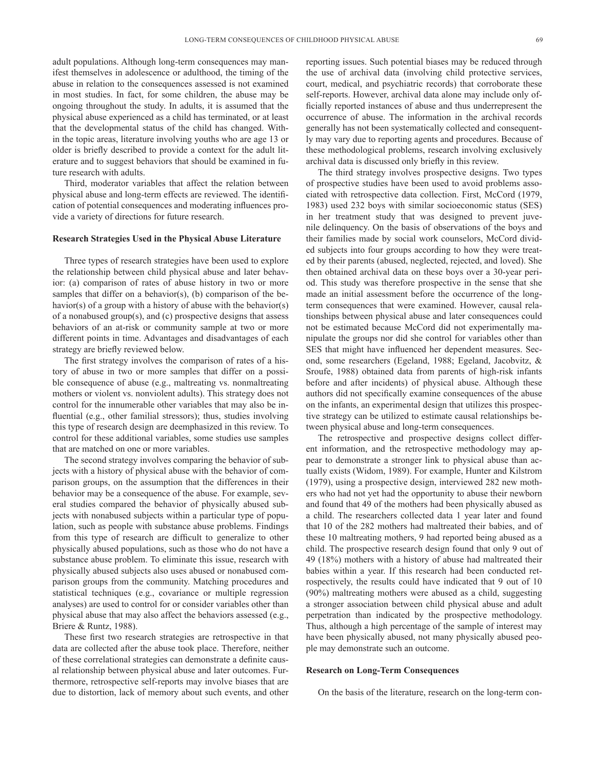adult populations. Although long-term consequences may manifest themselves in adolescence or adulthood, the timing of the abuse in relation to the consequences assessed is not examined in most studies. In fact, for some children, the abuse may be ongoing throughout the study. In adults, it is assumed that the physical abuse experienced as a child has terminated, or at least that the developmental status of the child has changed. Within the topic areas, literature involving youths who are age 13 or older is briefly described to provide a context for the adult literature and to suggest behaviors that should be examined in future research with adults.

Third, moderator variables that affect the relation between physical abuse and long-term effects are reviewed. The identification of potential consequences and moderating influences provide a variety of directions for future research.

### Research Strategies Used in the Physical Abuse Literature

Three types of research strategies have been used to explore the relationship between child physical abuse and later behavior: (a) comparison of rates of abuse history in two or more samples that differ on a behavior(s), (b) comparison of the behavior(s) of a group with a history of abuse with the behavior(s) of a nonabused group(s), and (c) prospective designs that assess behaviors of an at-risk or community sample at two or more different points in time. Advantages and disadvantages of each strategy are briefly reviewed below.

The first strategy involves the comparison of rates of a history of abuse in two or more samples that differ on a possible consequence of abuse (e.g., maltreating vs. nonmaltreating mothers or violent vs. nonviolent adults). This strategy does not control for the innumerable other variables that may also be influential (e.g., other familial stressors); thus, studies involving this type of research design are deemphasized in this review. To control for these additional variables, some studies use samples that are matched on one or more variables.

The second strategy involves comparing the behavior of subjects with a history of physical abuse with the behavior of comparison groups, on the assumption that the differences in their behavior may be a consequence of the abuse. For example, several studies compared the behavior of physically abused subjects with nonabused subjects within a particular type of population, such as people with substance abuse problems. Findings from this type of research are difficult to generalize to other physically abused populations, such as those who do not have a substance abuse problem. To eliminate this issue, research with physically abused subjects also uses abused or nonabused comparison groups from the community. Matching procedures and statistical techniques (e.g., covariance or multiple regression analyses) are used to control for or consider variables other than physical abuse that may also affect the behaviors assessed (e.g., Briere & Runtz, 1988).

These first two research strategies are retrospective in that data are collected after the abuse took place. Therefore, neither of these correlational strategies can demonstrate a definite causal relationship between physical abuse and later outcomes. Furthermore, retrospective self-reports may involve biases that are due to distortion, lack of memory about such events, and other reporting issues. Such potential biases may be reduced through the use of archival data (involving child protective services, court, medical, and psychiatric records) that corroborate these self-reports. However, archival data alone may include only officially reported instances of abuse and thus underrepresent the occurrence of abuse. The information in the archival records generally has not been systematically collected and consequently may vary due to reporting agents and procedures. Because of these methodological problems, research involving exclusively archival data is discussed only briefly in this review.

The third strategy involves prospective designs. Two types of prospective studies have been used to avoid problems associated with retrospective data collection. First, McCord (1979, 1983) used 232 boys with similar socioeconomic status (SES) in her treatment study that was designed to prevent juvenile delinquency. On the basis of observations of the boys and their families made by social work counselors, McCord divided subjects into four groups according to how they were treated by their parents (abused, neglected, rejected, and loved). She then obtained archival data on these boys over a 30-year period. This study was therefore prospective in the sense that she made an initial assessment before the occurrence of the long-term consequences that were examined. However, causal relationships between physical abuse and later consequences could not be estimated because McCord did not experimentally manipulate the groups nor did she control for variables other than SES that might have influenced her dependent measures. Second, some researchers (Egeland, 1988; Egeland, Jacobvitz, & Sroufe, 1988) obtained data from parents of high-risk infants before and after incidents) of physical abuse. Although these authors did not specifically examine consequences of the abuse on the infants, an experimental design that utilizes this prospective strategy can be utilized to estimate causal relationships between physical abuse and long-term consequences.

The retrospective and prospective designs collect different information, and the retrospective methodology may appear to demonstrate a stronger link to physical abuse than actually exists (Widom, 1989). For example, Hunter and Kilstrom (1979), using a prospective design, interviewed 282 new mothers who had not yet had the opportunity to abuse their newborn and found that 49 of the mothers had been physically abused as a child. The researchers collected data 1 year later and found that 10 of the 282 mothers had maltreated their babies, and of these 10 maltreating mothers, 9 had reported being abused as a child. The prospective research design found that only 9 out of 49 (18%) mothers with a history of abuse had maltreated their babies within a year. If this research had been conducted retrospectively, the results could have indicated that 9 out of 10 (90%) maltreating mothers were abused as a child, suggesting a stronger association between child physical abuse and adult perpetration than indicated by the prospective methodology. Thus, although a high percentage of the sample of interest may have been physically abused, not many physically abused people may demonstrate such an outcome.

### Research on Long-Term Consequences

On the basis of the literature, research on the long-term con-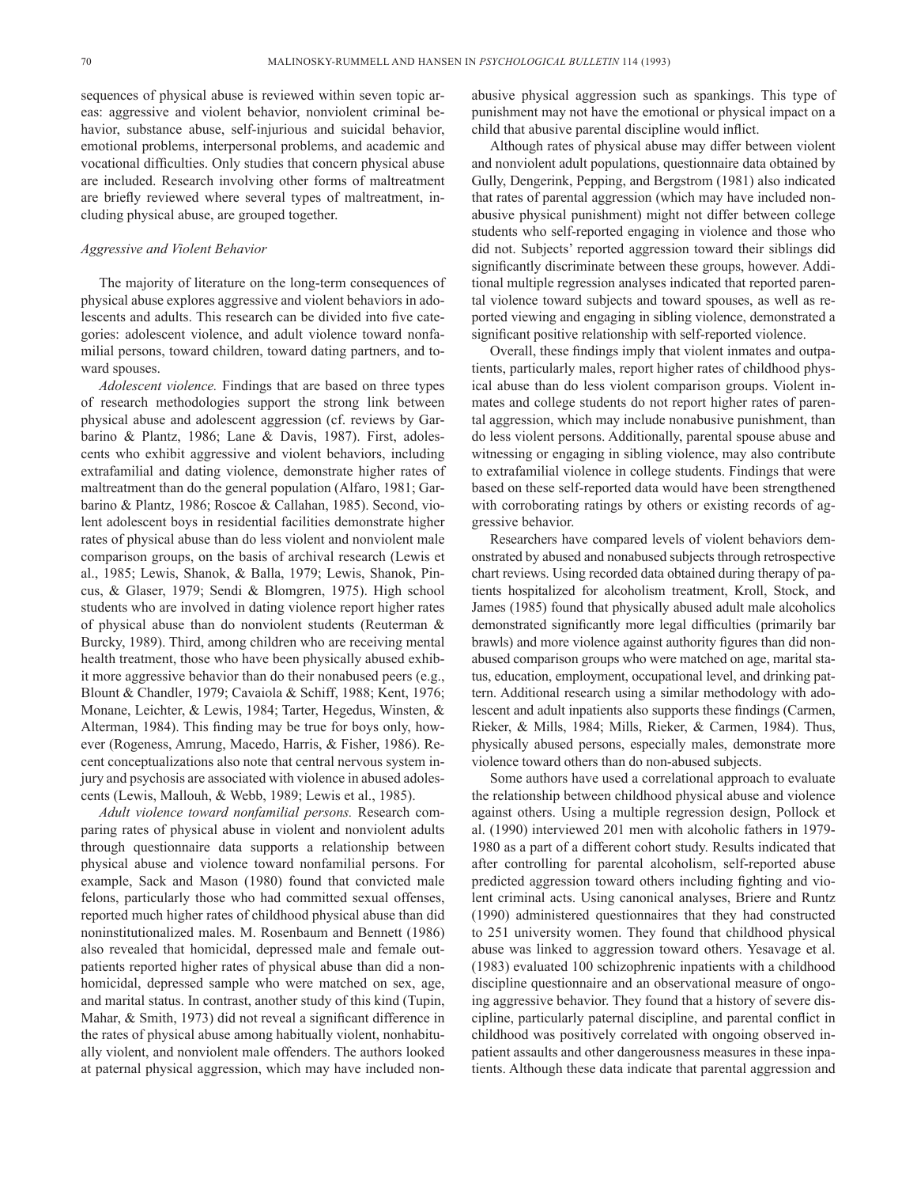sequences of physical abuse is reviewed within seven topic areas: aggressive and violent behavior, nonviolent criminal behavior, substance abuse, self-injurious and suicidal behavior, emotional problems, interpersonal problems, and academic and vocational difficulties. Only studies that concern physical abuse are included. Research involving other forms of maltreatment are briefly reviewed where several types of maltreatment, including physical abuse, are grouped together.

### *Aggressive and Violent Behavior*

The majority of literature on the long-term consequences of physical abuse explores aggressive and violent behaviors in adolescents and adults. This research can be divided into five categories: adolescent violence, and adult violence toward nonfamilial persons, toward children, toward dating partners, and toward spouses.

*Adolescent violence.* Findings that are based on three types of research methodologies support the strong link between physical abuse and adolescent aggression (cf. reviews by Garbarino & Plantz, 1986; Lane & Davis, 1987). First, adolescents who exhibit aggressive and violent behaviors, including extrafamilial and dating violence, demonstrate higher rates of maltreatment than do the general population (Alfaro, 1981; Garbarino & Plantz, 1986; Roscoe & Callahan, 1985). Second, violent adolescent boys in residential facilities demonstrate higher rates of physical abuse than do less violent and nonviolent male comparison groups, on the basis of archival research (Lewis et al., 1985; Lewis, Shanok, & Balla, 1979; Lewis, Shanok, Pincus, & Glaser, 1979; Sendi & Blomgren, 1975). High school students who are involved in dating violence report higher rates of physical abuse than do nonviolent students (Reuterman & Burcky, 1989). Third, among children who are receiving mental health treatment, those who have been physically abused exhibit more aggressive behavior than do their nonabused peers (e.g., Blount & Chandler, 1979; Cavaiola & Schiff, 1988; Kent, 1976; Monane, Leichter, & Lewis, 1984; Tarter, Hegedus, Winsten, & Alterman, 1984). This finding may be true for boys only, however (Rogeness, Amrung, Macedo, Harris, & Fisher, 1986). Recent conceptualizations also note that central nervous system injury and psychosis are associated with violence in abused adolescents (Lewis, Mallouh, & Webb, 1989; Lewis et al., 1985).

*Adult violence toward nonfamilial persons.* Research comparing rates of physical abuse in violent and nonviolent adults through questionnaire data supports a relationship between physical abuse and violence toward nonfamilial persons. For example, Sack and Mason (1980) found that convicted male felons, particularly those who had committed sexual offenses, reported much higher rates of childhood physical abuse than did noninstitutionalized males. M. Rosenbaum and Bennett (1986) also revealed that homicidal, depressed male and female outpatients reported higher rates of physical abuse than did a nonhomicidal, depressed sample who were matched on sex, age, and marital status. In contrast, another study of this kind (Tupin, Mahar, & Smith, 1973) did not reveal a significant difference in the rates of physical abuse among habitually violent, nonhabitually violent, and nonviolent male offenders. The authors looked at paternal physical aggression, which may have included nonabusive physical aggression such as spankings. This type of punishment may not have the emotional or physical impact on a child that abusive parental discipline would inflict.

Although rates of physical abuse may differ between violent and nonviolent adult populations, questionnaire data obtained by Gully, Dengerink, Pepping, and Bergstrom (1981) also indicated that rates of parental aggression (which may have included nonabusive physical punishment) might not differ between college students who self-reported engaging in violence and those who did not. Subjects' reported aggression toward their siblings did significantly discriminate between these groups, however. Additional multiple regression analyses indicated that reported parental violence toward subjects and toward spouses, as well as reported viewing and engaging in sibling violence, demonstrated a significant positive relationship with self-reported violence.

Overall, these findings imply that violent inmates and outpatients, particularly males, report higher rates of childhood physical abuse than do less violent comparison groups. Violent inmates and college students do not report higher rates of parental aggression, which may include nonabusive punishment, than do less violent persons. Additionally, parental spouse abuse and witnessing or engaging in sibling violence, may also contribute to extrafamilial violence in college students. Findings that were based on these self-reported data would have been strengthened with corroborating ratings by others or existing records of aggressive behavior.

Researchers have compared levels of violent behaviors demonstrated by abused and nonabused subjects through retrospective chart reviews. Using recorded data obtained during therapy of patients hospitalized for alcoholism treatment, Kroll, Stock, and James (1985) found that physically abused adult male alcoholics demonstrated significantly more legal difficulties (primarily bar brawls) and more violence against authority figures than did nonabused comparison groups who were matched on age, marital status, education, employment, occupational level, and drinking pattern. Additional research using a similar methodology with adolescent and adult inpatients also supports these findings (Carmen, Rieker, & Mills, 1984; Mills, Rieker, & Carmen, 1984). Thus, physically abused persons, especially males, demonstrate more violence toward others than do non-abused subjects.

Some authors have used a correlational approach to evaluate the relationship between childhood physical abuse and violence against others. Using a multiple regression design, Pollock et al. (1990) interviewed 201 men with alcoholic fathers in 1979-1980 as a part of a different cohort study. Results indicated that after controlling for parental alcoholism, self-reported abuse predicted aggression toward others including fighting and violent criminal acts. Using canonical analyses, Briere and Runtz (1990) administered questionnaires that they had constructed to 251 university women. They found that childhood physical abuse was linked to aggression toward others. Yesavage et al. (1983) evaluated 100 schizophrenic inpatients with a childhood discipline questionnaire and an observational measure of ongoing aggressive behavior. They found that a history of severe discipline, particularly paternal discipline, and parental conflict in childhood was positively correlated with ongoing observed inpatient assaults and other dangerousness measures in these inpatients. Although these data indicate that parental aggression and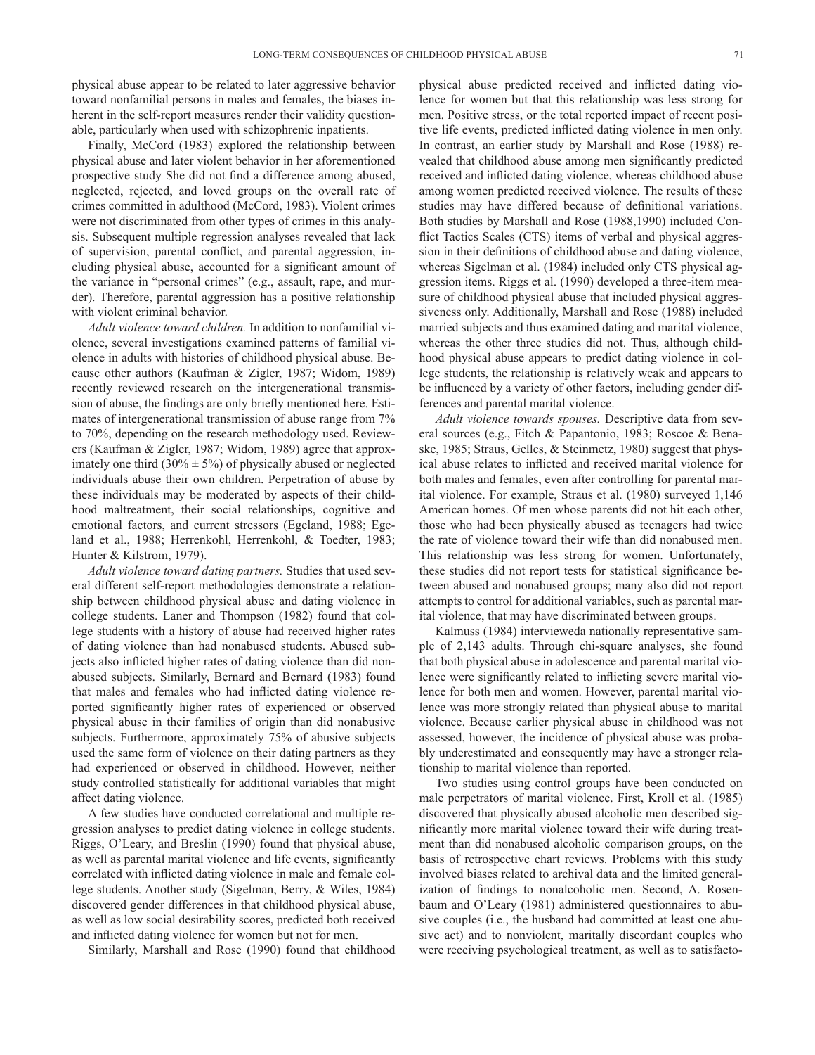physical abuse appear to be related to later aggressive behavior toward nonfamilial persons in males and females, the biases inherent in the self-report measures render their validity questionable, particularly when used with schizophrenic inpatients.

Finally, McCord (1983) explored the relationship between physical abuse and later violent behavior in her aforementioned prospective study She did not find a difference among abused, neglected, rejected, and loved groups on the overall rate of crimes committed in adulthood (McCord, 1983). Violent crimes were not discriminated from other types of crimes in this analysis. Subsequent multiple regression analyses revealed that lack of supervision, parental conflict, and parental aggression, including physical abuse, accounted for a significant amount of the variance in "personal crimes" (e.g., assault, rape, and murder). Therefore, parental aggression has a positive relationship with violent criminal behavior.

*Adult violence toward children.* In addition to nonfamilial violence, several investigations examined patterns of familial violence in adults with histories of childhood physical abuse. Because other authors (Kaufman & Zigler, 1987; Widom, 1989) recently reviewed research on the intergenerational transmission of abuse, the findings are only briefly mentioned here. Estimates of intergenerational transmission of abuse range from 7% to 70%, depending on the research methodology used. Reviewers (Kaufman & Zigler, 1987; Widom, 1989) agree that approximately one third ($30\% \pm 5\%$) of physically abused or neglected individuals abuse their own children. Perpetration of abuse by these individuals may be moderated by aspects of their childhood maltreatment, their social relationships, cognitive and emotional factors, and current stressors (Egeland, 1988; Egeland et al., 1988; Herrenkohl, Herrenkohl, & Toedter, 1983; Hunter & Kilstrom, 1979).

*Adult violence toward dating partners.* Studies that used several different self-report methodologies demonstrate a relationship between childhood physical abuse and dating violence in college students. Laner and Thompson (1982) found that college students with a history of abuse had received higher rates of dating violence than had nonabused students. Abused subjects also inflicted higher rates of dating violence than did nonabused subjects. Similarly, Bernard and Bernard (1983) found that males and females who had inflicted dating violence reported significantly higher rates of experienced or observed physical abuse in their families of origin than did nonabusive subjects. Furthermore, approximately 75% of abusive subjects used the same form of violence on their dating partners as they had experienced or observed in childhood. However, neither study controlled statistically for additional variables that might affect dating violence.

A few studies have conducted correlational and multiple regression analyses to predict dating violence in college students. Riggs, O'Leary, and Breslin (1990) found that physical abuse, as well as parental marital violence and life events, significantly correlated with inflicted dating violence in male and female college students. Another study (Sigelman, Berry, & Wiles, 1984) discovered gender differences in that childhood physical abuse, as well as low social desirability scores, predicted both received and inflicted dating violence for women but not for men.

Similarly, Marshall and Rose (1990) found that childhood physical abuse predicted received and inflicted dating violence for women but that this relationship was less strong for men. Positive stress, or the total reported impact of recent positive life events, predicted inflicted dating violence in men only. In contrast, an earlier study by Marshall and Rose (1988) revealed that childhood abuse among men significantly predicted received and inflicted dating violence, whereas childhood abuse among women predicted received violence. The results of these studies may have differed because of definitional variations. Both studies by Marshall and Rose (1988,1990) included Conflict Tactics Scales (CTS) items of verbal and physical aggression in their definitions of childhood abuse and dating violence, whereas Sigelman et al. (1984) included only CTS physical aggression items. Riggs et al. (1990) developed a three-item measure of childhood physical abuse that included physical aggressiveness only. Additionally, Marshall and Rose (1988) included married subjects and thus examined dating and marital violence, whereas the other three studies did not. Thus, although childhood physical abuse appears to predict dating violence in college students, the relationship is relatively weak and appears to be influenced by a variety of other factors, including gender differences and parental marital violence.

*Adult violence towards spouses.* Descriptive data from several sources (e.g., Fitch & Papantonio, 1983; Roscoe & Benaske, 1985; Straus, Gelles, & Steinmetz, 1980) suggest that physical abuse relates to inflicted and received marital violence for both males and females, even after controlling for parental marital violence. For example, Straus et al. (1980) surveyed 1,146 American homes. Of men whose parents did not hit each other, those who had been physically abused as teenagers had twice the rate of violence toward their wife than did nonabused men. This relationship was less strong for women. Unfortunately, these studies did not report tests for statistical significance between abused and nonabused groups; many also did not report attempts to control for additional variables, such as parental marital violence, that may have discriminated between groups.

Kalmuss (1984) intervieweda nationally representative sample of 2,143 adults. Through chi-square analyses, she found that both physical abuse in adolescence and parental marital violence were significantly related to inflicting severe marital violence for both men and women. However, parental marital violence was more strongly related than physical abuse to marital violence. Because earlier physical abuse in childhood was not assessed, however, the incidence of physical abuse was probably underestimated and consequently may have a stronger relationship to marital violence than reported.

Two studies using control groups have been conducted on male perpetrators of marital violence. First, Kroll et al. (1985) discovered that physically abused alcoholic men described significantly more marital violence toward their wife during treatment than did nonabused alcoholic comparison groups, on the basis of retrospective chart reviews. Problems with this study involved biases related to archival data and the limited generalization of findings to nonalcoholic men. Second, A. Rosenbaum and O'Leary (1981) administered questionnaires to abusive couples (i.e., the husband had committed at least one abusive act) and to nonviolent, maritally discordant couples who were receiving psychological treatment, as well as to satisfacto-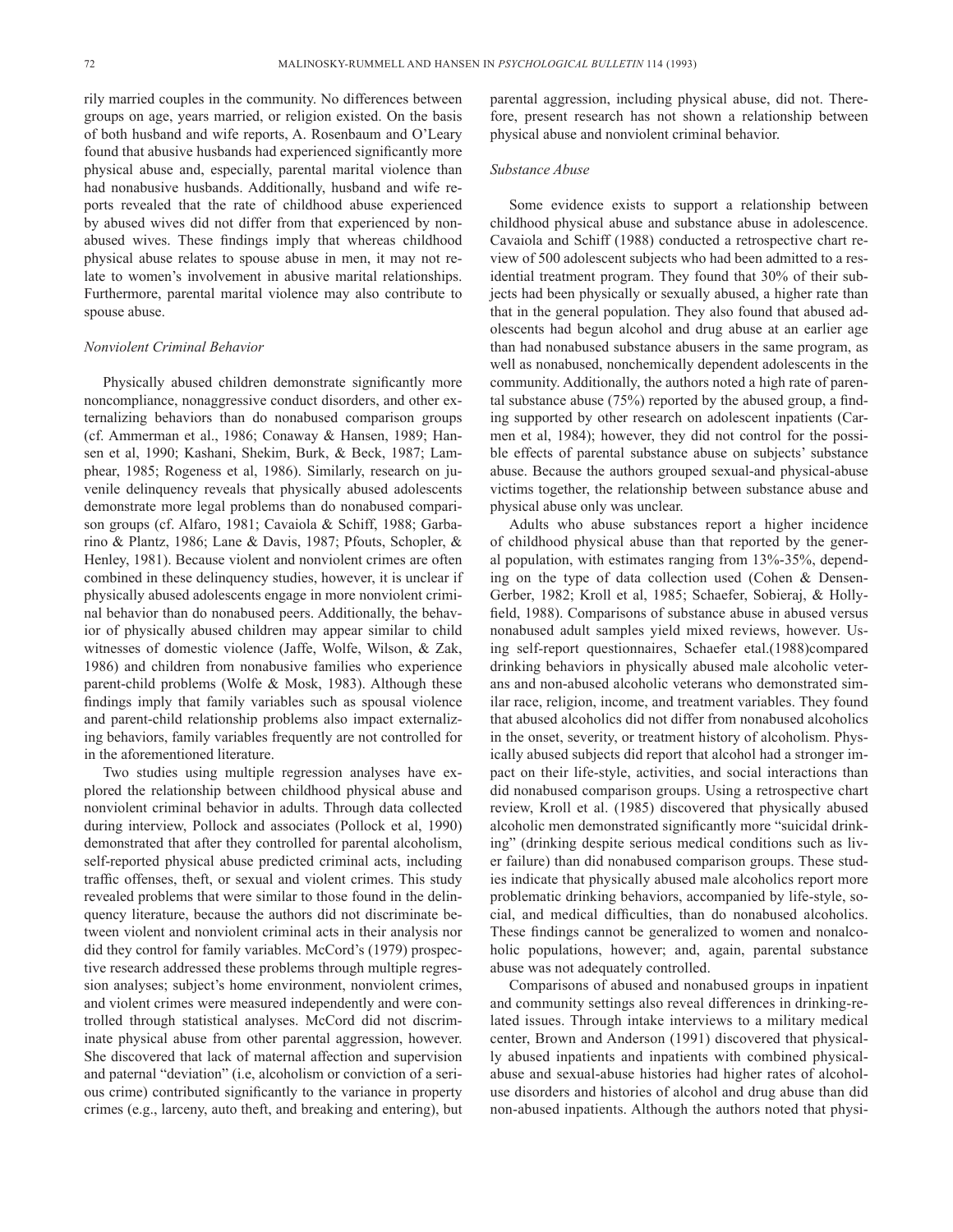rily married couples in the community. No differences between groups on age, years married, or religion existed. On the basis of both husband and wife reports, A. Rosenbaum and O'Leary found that abusive husbands had experienced significantly more physical abuse and, especially, parental marital violence than had nonabusive husbands. Additionally, husband and wife reports revealed that the rate of childhood abuse experienced by abused wives did not differ from that experienced by nonabused wives. These findings imply that whereas childhood physical abuse relates to spouse abuse in men, it may not relate to women's involvement in abusive marital relationships. Furthermore, parental marital violence may also contribute to spouse abuse.

### *Nonviolent Criminal Behavior*

Physically abused children demonstrate significantly more noncompliance, nonaggressive conduct disorders, and other externalizing behaviors than do nonabused comparison groups (cf. Ammerman et al., 1986; Conaway & Hansen, 1989; Hansen et al, 1990; Kashani, Shekim, Burk, & Beck, 1987; Lamphear, 1985; Rogeness et al, 1986). Similarly, research on juvenile delinquency reveals that physically abused adolescents demonstrate more legal problems than do nonabused comparison groups (cf. Alfaro, 1981; Cavaiola & Schiff, 1988; Garbarino & Plantz, 1986; Lane & Davis, 1987; Pfouts, Schopler, & Henley, 1981). Because violent and nonviolent crimes are often combined in these delinquency studies, however, it is unclear if physically abused adolescents engage in more nonviolent criminal behavior than do nonabused peers. Additionally, the behavior of physically abused children may appear similar to child witnesses of domestic violence (Jaffe, Wolfe, Wilson, & Zak, 1986) and children from nonabusive families who experience parent-child problems (Wolfe & Mosk, 1983). Although these findings imply that family variables such as spousal violence and parent-child relationship problems also impact externalizing behaviors, family variables frequently are not controlled for in the aforementioned literature.

Two studies using multiple regression analyses have explored the relationship between childhood physical abuse and nonviolent criminal behavior in adults. Through data collected during interview, Pollock and associates (Pollock et al, 1990) demonstrated that after they controlled for parental alcoholism, self-reported physical abuse predicted criminal acts, including traffic offenses, theft, or sexual and violent crimes. This study revealed problems that were similar to those found in the delinquency literature, because the authors did not discriminate between violent and nonviolent criminal acts in their analysis nor did they control for family variables. McCord's (1979) prospective research addressed these problems through multiple regression analyses; subject's home environment, nonviolent crimes, and violent crimes were measured independently and were controlled through statistical analyses. McCord did not discriminate physical abuse from other parental aggression, however. She discovered that lack of maternal affection and supervision and paternal "deviation" (i.e, alcoholism or conviction of a serious crime) contributed significantly to the variance in property crimes (e.g., larceny, auto theft, and breaking and entering), but parental aggression, including physical abuse, did not. Therefore, present research has not shown a relationship between physical abuse and nonviolent criminal behavior.

### *Substance Abuse*

Some evidence exists to support a relationship between childhood physical abuse and substance abuse in adolescence. Cavaiola and Schiff (1988) conducted a retrospective chart review of 500 adolescent subjects who had been admitted to a residential treatment program. They found that 30% of their subjects had been physically or sexually abused, a higher rate than that in the general population. They also found that abused adolescents had begun alcohol and drug abuse at an earlier age than had nonabused substance abusers in the same program, as well as nonabused, nonchemically dependent adolescents in the community. Additionally, the authors noted a high rate of parental substance abuse (75%) reported by the abused group, a finding supported by other research on adolescent inpatients (Carmen et al, 1984); however, they did not control for the possible effects of parental substance abuse on subjects' substance abuse. Because the authors grouped sexual-and physical-abuse victims together, the relationship between substance abuse and physical abuse only was unclear.

Adults who abuse substances report a higher incidence of childhood physical abuse than that reported by the general population, with estimates ranging from 13%-35%, depending on the type of data collection used (Cohen & Densen-Gerber, 1982; Kroll et al, 1985; Schaefer, Sobieraj, & Hollyfield, 1988). Comparisons of substance abuse in abused versus nonabused adult samples yield mixed reviews, however. Using self-report questionnaires, Schaefer etal.(1988)compared drinking behaviors in physically abused male alcoholic veterans and non-abused alcoholic veterans who demonstrated similar race, religion, income, and treatment variables. They found that abused alcoholics did not differ from nonabused alcoholics in the onset, severity, or treatment history of alcoholism. Physically abused subjects did report that alcohol had a stronger impact on their life-style, activities, and social interactions than did nonabused comparison groups. Using a retrospective chart review, Kroll et al. (1985) discovered that physically abused alcoholic men demonstrated significantly more "suicidal drinking" (drinking despite serious medical conditions such as liver failure) than did nonabused comparison groups. These studies indicate that physically abused male alcoholics report more problematic drinking behaviors, accompanied by life-style, social, and medical difficulties, than do nonabused alcoholics. These findings cannot be generalized to women and nonalcoholic populations, however; and, again, parental substance abuse was not adequately controlled.

Comparisons of abused and nonabused groups in inpatient and community settings also reveal differences in drinking-related issues. Through intake interviews to a military medical center, Brown and Anderson (1991) discovered that physically abused inpatients and inpatients with combined physical-abuse and sexual-abuse histories had higher rates of alcohol-use disorders and histories of alcohol and drug abuse than did non-abused inpatients. Although the authors noted that physi-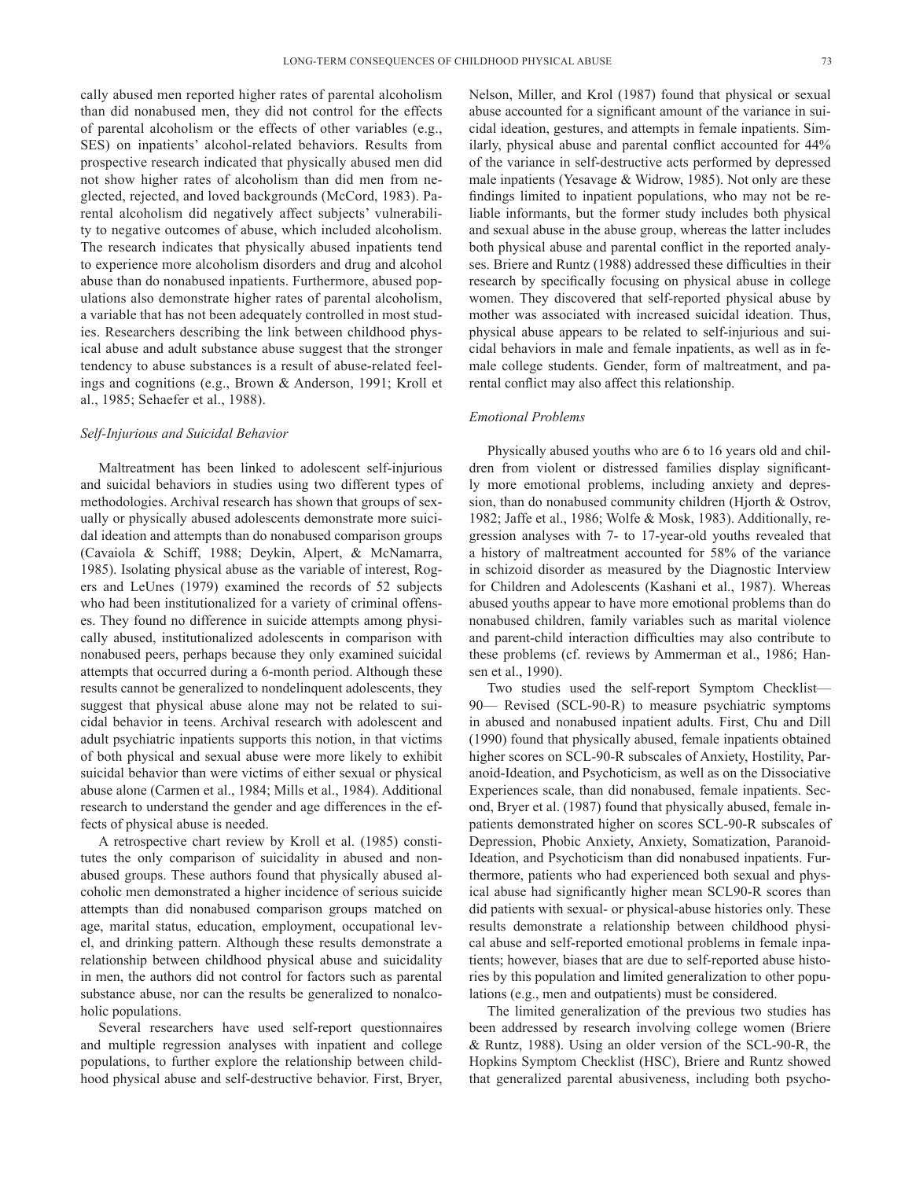cally abused men reported higher rates of parental alcoholism than did nonabused men, they did not control for the effects of parental alcoholism or the effects of other variables (e.g., SES) on inpatients' alcohol-related behaviors. Results from prospective research indicated that physically abused men did not show higher rates of alcoholism than did men from neglected, rejected, and loved backgrounds (McCord, 1983). Parental alcoholism did negatively affect subjects' vulnerability to negative outcomes of abuse, which included alcoholism. The research indicates that physically abused inpatients tend to experience more alcoholism disorders and drug and alcohol abuse than do nonabused inpatients. Furthermore, abused populations also demonstrate higher rates of parental alcoholism, a variable that has not been adequately controlled in most studies. Researchers describing the link between childhood physical abuse and adult substance abuse suggest that the stronger tendency to abuse substances is a result of abuse-related feelings and cognitions (e.g., Brown & Anderson, 1991; Kroll et al., 1985; Sehaefer et al., 1988).

### *Self-Injurious and Suicidal Behavior*

Maltreatment has been linked to adolescent self-injurious and suicidal behaviors in studies using two different types of methodologies. Archival research has shown that groups of sexually or physically abused adolescents demonstrate more suicidal ideation and attempts than do nonabused comparison groups (Cavaiola & Schiff, 1988; Deykin, Alpert, & McNamarra, 1985). Isolating physical abuse as the variable of interest, Rogers and LeUnes (1979) examined the records of 52 subjects who had been institutionalized for a variety of criminal offenses. They found no difference in suicide attempts among physically abused, institutionalized adolescents in comparison with nonabused peers, perhaps because they only examined suicidal attempts that occurred during a 6-month period. Although these results cannot be generalized to nondelinquent adolescents, they suggest that physical abuse alone may not be related to suicidal behavior in teens. Archival research with adolescent and adult psychiatric inpatients supports this notion, in that victims of both physical and sexual abuse were more likely to exhibit suicidal behavior than were victims of either sexual or physical abuse alone (Carmen et al., 1984; Mills et al., 1984). Additional research to understand the gender and age differences in the effects of physical abuse is needed.

A retrospective chart review by Kroll et al. (1985) constitutes the only comparison of suicidality in abused and nonabused groups. These authors found that physically abused alcoholic men demonstrated a higher incidence of serious suicide attempts than did nonabused comparison groups matched on age, marital status, education, employment, occupational level, and drinking pattern. Although these results demonstrate a relationship between childhood physical abuse and suicidality in men, the authors did not control for factors such as parental substance abuse, nor can the results be generalized to nonalcoholic populations.

Several researchers have used self-report questionnaires and multiple regression analyses with inpatient and college populations, to further explore the relationship between childhood physical abuse and self-destructive behavior. First, Bryer, Nelson, Miller, and Krol (1987) found that physical or sexual abuse accounted for a significant amount of the variance in suicidal ideation, gestures, and attempts in female inpatients. Similarly, physical abuse and parental conflict accounted for 44% of the variance in self-destructive acts performed by depressed male inpatients (Yesavage & Widrow, 1985). Not only are these findings limited to inpatient populations, who may not be reliable informants, but the former study includes both physical and sexual abuse in the abuse group, whereas the latter includes both physical abuse and parental conflict in the reported analyses. Briere and Runtz (1988) addressed these difficulties in their research by specifically focusing on physical abuse in college women. They discovered that self-reported physical abuse by mother was associated with increased suicidal ideation. Thus, physical abuse appears to be related to self-injurious and suicidal behaviors in male and female inpatients, as well as in female college students. Gender, form of maltreatment, and parental conflict may also affect this relationship.

### *Emotional Problems*

Physically abused youths who are 6 to 16 years old and children from violent or distressed families display significantly more emotional problems, including anxiety and depression, than do nonabused community children (Hjorth & Ostrov, 1982; Jaffe et al., 1986; Wolfe & Mosk, 1983). Additionally, regression analyses with 7- to 17-year-old youths revealed that a history of maltreatment accounted for 58% of the variance in schizoid disorder as measured by the Diagnostic Interview for Children and Adolescents (Kashani et al., 1987). Whereas abused youths appear to have more emotional problems than do nonabused children, family variables such as marital violence and parent-child interaction difficulties may also contribute to these problems (cf. reviews by Ammerman et al., 1986; Hansen et al., 1990).

Two studies used the self-report Symptom Checklist—90— Revised (SCL-90-R) to measure psychiatric symptoms in abused and nonabused inpatient adults. First, Chu and Dill (1990) found that physically abused, female inpatients obtained higher scores on SCL-90-R subscales of Anxiety, Hostility, Paranoid-Ideation, and Psychoticism, as well as on the Dissociative Experiences scale, than did nonabused, female inpatients. Second, Bryer et al. (1987) found that physically abused, female inpatients demonstrated higher on scores SCL-90-R subscales of Depression, Phobic Anxiety, Anxiety, Somatization, Paranoid-Ideation, and Psychoticism than did nonabused inpatients. Furthermore, patients who had experienced both sexual and physical abuse had significantly higher mean SCL90-R scores than did patients with sexual- or physical-abuse histories only. These results demonstrate a relationship between childhood physical abuse and self-reported emotional problems in female inpatients; however, biases that are due to self-reported abuse histories by this population and limited generalization to other populations (e.g., men and outpatients) must be considered.

The limited generalization of the previous two studies has been addressed by research involving college women (Briere & Runtz, 1988). Using an older version of the SCL-90-R, the Hopkins Symptom Checklist (HSC), Briere and Runtz showed that generalized parental abusiveness, including both psycho-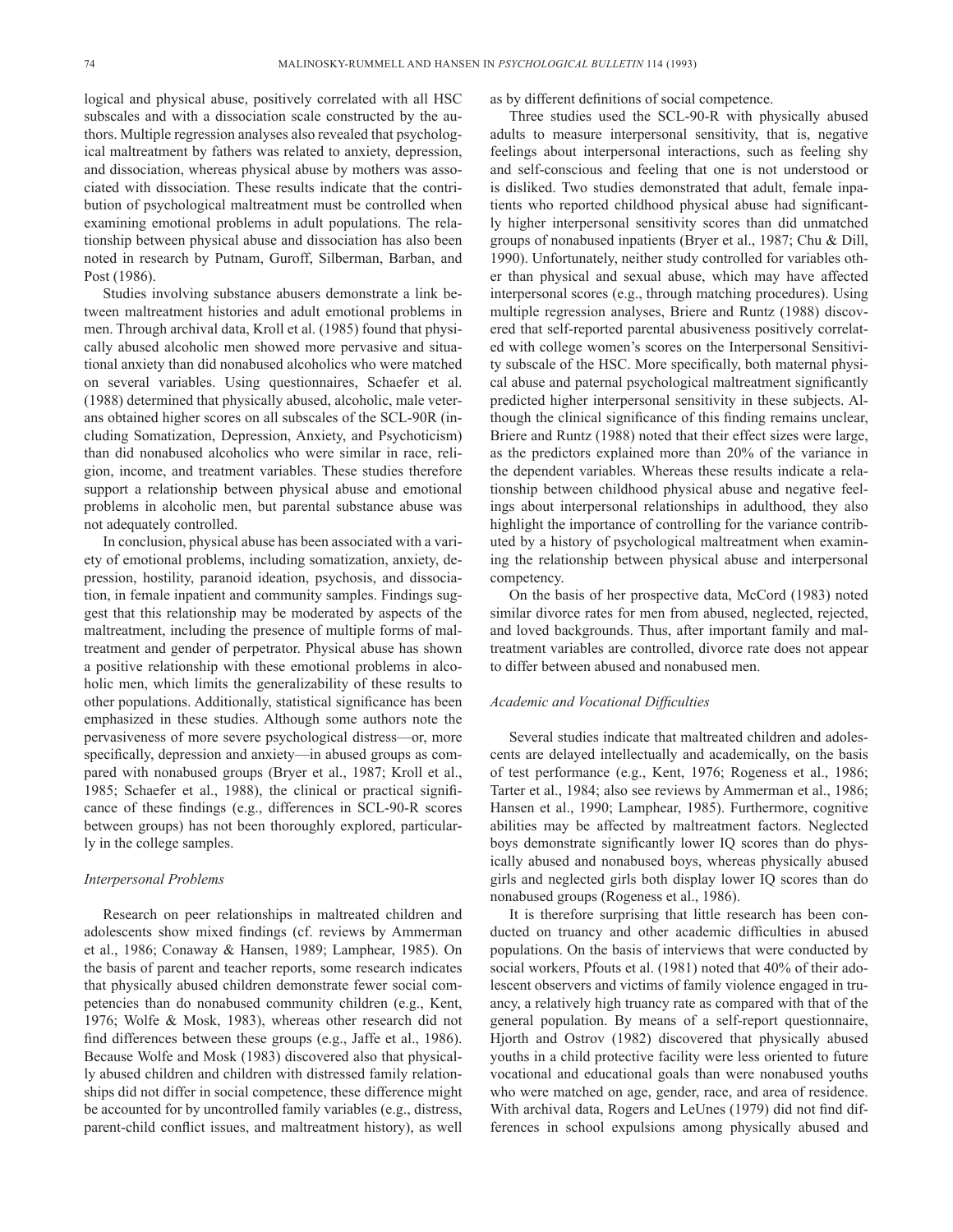logical and physical abuse, positively correlated with all HSC subscales and with a dissociation scale constructed by the authors. Multiple regression analyses also revealed that psychological maltreatment by fathers was related to anxiety, depression, and dissociation, whereas physical abuse by mothers was associated with dissociation. These results indicate that the contribution of psychological maltreatment must be controlled when examining emotional problems in adult populations. The relationship between physical abuse and dissociation has also been noted in research by Putnam, Guroff, Silberman, Barban, and Post (1986).

Studies involving substance abusers demonstrate a link between maltreatment histories and adult emotional problems in men. Through archival data, Kroll et al. (1985) found that physically abused alcoholic men showed more pervasive and situational anxiety than did nonabused alcoholics who were matched on several variables. Using questionnaires, Schaefer et al. (1988) determined that physically abused, alcoholic, male veterans obtained higher scores on all subscales of the SCL-90R (including Somatization, Depression, Anxiety, and Psychoticism) than did nonabused alcoholics who were similar in race, religion, income, and treatment variables. These studies therefore support a relationship between physical abuse and emotional problems in alcoholic men, but parental substance abuse was not adequately controlled.

In conclusion, physical abuse has been associated with a variety of emotional problems, including somatization, anxiety, depression, hostility, paranoid ideation, psychosis, and dissociation, in female inpatient and community samples. Findings suggest that this relationship may be moderated by aspects of the maltreatment, including the presence of multiple forms of maltreatment and gender of perpetrator. Physical abuse has shown a positive relationship with these emotional problems in alcoholic men, which limits the generalizability of these results to other populations. Additionally, statistical significance has been emphasized in these studies. Although some authors note the pervasiveness of more severe psychological distress—or, more specifically, depression and anxiety—in abused groups as compared with nonabused groups (Bryer et al., 1987; Kroll et al., 1985; Schaefer et al., 1988), the clinical or practical significance of these findings (e.g., differences in SCL-90-R scores between groups) has not been thoroughly explored, particularly in the college samples.

### *Interpersonal Problems*

Research on peer relationships in maltreated children and adolescents show mixed findings (cf. reviews by Ammerman et al., 1986; Conaway & Hansen, 1989; Lamphear, 1985). On the basis of parent and teacher reports, some research indicates that physically abused children demonstrate fewer social competencies than do nonabused community children (e.g., Kent, 1976; Wolfe & Mosk, 1983), whereas other research did not find differences between these groups (e.g., Jaffe et al., 1986). Because Wolfe and Mosk (1983) discovered also that physically abused children and children with distressed family relationships did not differ in social competence, these difference might be accounted for by uncontrolled family variables (e.g., distress, parent-child conflict issues, and maltreatment history), as well as by different definitions of social competence.

Three studies used the SCL-90-R with physically abused adults to measure interpersonal sensitivity, that is, negative feelings about interpersonal interactions, such as feeling shy and self-conscious and feeling that one is not understood or is disliked. Two studies demonstrated that adult, female inpatients who reported childhood physical abuse had significantly higher interpersonal sensitivity scores than did unmatched groups of nonabused inpatients (Bryer et al., 1987; Chu & Dill, 1990). Unfortunately, neither study controlled for variables other than physical and sexual abuse, which may have affected interpersonal scores (e.g., through matching procedures). Using multiple regression analyses, Briere and Runtz (1988) discovered that self-reported parental abusiveness positively correlated with college women's scores on the Interpersonal Sensitivity subscale of the HSC. More specifically, both maternal physical abuse and paternal psychological maltreatment significantly predicted higher interpersonal sensitivity in these subjects. Although the clinical significance of this finding remains unclear, Briere and Runtz (1988) noted that their effect sizes were large, as the predictors explained more than 20% of the variance in the dependent variables. Whereas these results indicate a relationship between childhood physical abuse and negative feelings about interpersonal relationships in adulthood, they also highlight the importance of controlling for the variance contributed by a history of psychological maltreatment when examining the relationship between physical abuse and interpersonal competency.

On the basis of her prospective data, McCord (1983) noted similar divorce rates for men from abused, neglected, rejected, and loved backgrounds. Thus, after important family and maltreatment variables are controlled, divorce rate does not appear to differ between abused and nonabused men.

### *Academic and Vocational Difficulties*

Several studies indicate that maltreated children and adolescents are delayed intellectually and academically, on the basis of test performance (e.g., Kent, 1976; Rogeness et al., 1986; Tarter et al., 1984; also see reviews by Ammerman et al., 1986; Hansen et al., 1990; Lamphear, 1985). Furthermore, cognitive abilities may be affected by maltreatment factors. Neglected boys demonstrate significantly lower IQ scores than do physically abused and nonabused boys, whereas physically abused girls and neglected girls both display lower IQ scores than do nonabused groups (Rogeness et al., 1986).

It is therefore surprising that little research has been conducted on truancy and other academic difficulties in abused populations. On the basis of interviews that were conducted by social workers, Pfouts et al. (1981) noted that 40% of their adolescent observers and victims of family violence engaged in truancy, a relatively high truancy rate as compared with that of the general population. By means of a self-report questionnaire, Hjorth and Ostrov (1982) discovered that physically abused youths in a child protective facility were less oriented to future vocational and educational goals than were nonabused youths who were matched on age, gender, race, and area of residence. With archival data, Rogers and LeUnes (1979) did not find differences in school expulsions among physically abused and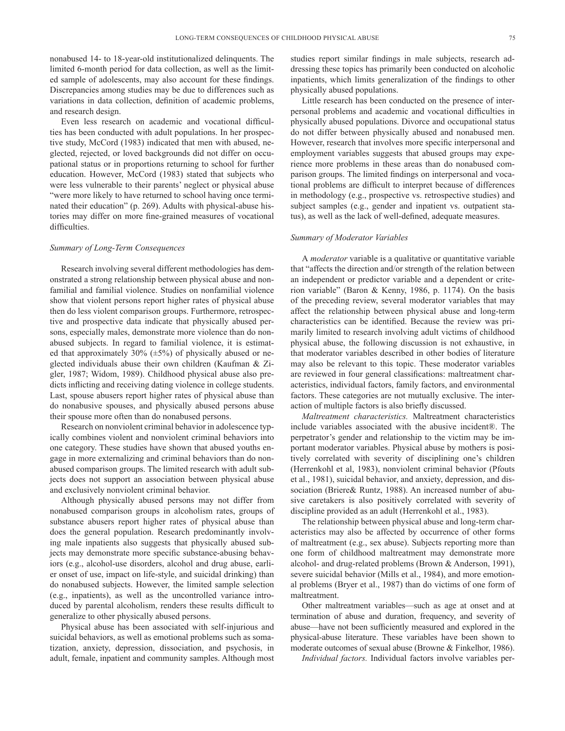nonabused 14- to 18-year-old institutionalized delinquents. The limited 6-month period for data collection, as well as the limited sample of adolescents, may also account for these findings. Discrepancies among studies may be due to differences such as variations in data collection, definition of academic problems, and research design.

Even less research on academic and vocational difficulties has been conducted with adult populations. In her prospective study, McCord (1983) indicated that men with abused, neglected, rejected, or loved backgrounds did not differ on occupational status or in proportions returning to school for further education. However, McCord (1983) stated that subjects who were less vulnerable to their parents' neglect or physical abuse "were more likely to have returned to school having once terminated their education" (p. 269). Adults with physical-abuse histories may differ on more fine-grained measures of vocational difficulties.

### *Summary of Long-Term Consequences*

Research involving several different methodologies has demonstrated a strong relationship between physical abuse and nonfamilial and familial violence. Studies on nonfamilial violence show that violent persons report higher rates of physical abuse then do less violent comparison groups. Furthermore, retrospective and prospective data indicate that physically abused persons, especially males, demonstrate more violence than do nonabused subjects. In regard to familial violence, it is estimated that approximately 30% (±5%) of physically abused or neglected individuals abuse their own children (Kaufman & Zigler, 1987; Widom, 1989). Childhood physical abuse also predicts inflicting and receiving dating violence in college students. Last, spouse abusers report higher rates of physical abuse than do nonabusive spouses, and physically abused persons abuse their spouse more often than do nonabused persons.

Research on nonviolent criminal behavior in adolescence typically combines violent and nonviolent criminal behaviors into one category. These studies have shown that abused youths engage in more externalizing and criminal behaviors than do nonabused comparison groups. The limited research with adult subjects does not support an association between physical abuse and exclusively nonviolent criminal behavior.

Although physically abused persons may not differ from nonabused comparison groups in alcoholism rates, groups of substance abusers report higher rates of physical abuse than does the general population. Research predominantly involving male inpatients also suggests that physically abused subjects may demonstrate more specific substance-abusing behaviors (e.g., alcohol-use disorders, alcohol and drug abuse, earlier onset of use, impact on life-style, and suicidal drinking) than do nonabused subjects. However, the limited sample selection (e.g., inpatients), as well as the uncontrolled variance introduced by parental alcoholism, renders these results difficult to generalize to other physically abused persons.

Physical abuse has been associated with self-injurious and suicidal behaviors, as well as emotional problems such as somatization, anxiety, depression, dissociation, and psychosis, in adult, female, inpatient and community samples. Although most studies report similar findings in male subjects, research addressing these topics has primarily been conducted on alcoholic inpatients, which limits generalization of the findings to other physically abused populations.

Little research has been conducted on the presence of interpersonal problems and academic and vocational difficulties in physically abused populations. Divorce and occupational status do not differ between physically abused and nonabused men. However, research that involves more specific interpersonal and employment variables suggests that abused groups may experience more problems in these areas than do nonabused comparison groups. The limited findings on interpersonal and vocational problems are difficult to interpret because of differences in methodology (e.g., prospective vs. retrospective studies) and subject samples (e.g., gender and inpatient vs. outpatient status), as well as the lack of well-defined, adequate measures.

### *Summary of Moderator Variables*

A *moderator* variable is a qualitative or quantitative variable that "affects the direction and/or strength of the relation between an independent or predictor variable and a dependent or criterion variable" (Baron & Kenny, 1986, p. 1174). On the basis of the preceding review, several moderator variables that may affect the relationship between physical abuse and long-term characteristics can be identified. Because the review was primarily limited to research involving adult victims of childhood physical abuse, the following discussion is not exhaustive, in that moderator variables described in other bodies of literature may also be relevant to this topic. These moderator variables are reviewed in four general classifications: maltreatment characteristics, individual factors, family factors, and environmental factors. These categories are not mutually exclusive. The interaction of multiple factors is also briefly discussed.

*Maltreatment characteristics.* Maltreatment characteristics include variables associated with the abusive incident®. The perpetrator's gender and relationship to the victim may be important moderator variables. Physical abuse by mothers is positively correlated with severity of disciplining one's children (Herrenkohl et al, 1983), nonviolent criminal behavior (Pfouts et al., 1981), suicidal behavior, and anxiety, depression, and dissociation (Briere& Runtz, 1988). An increased number of abusive caretakers is also positively correlated with severity of discipline provided as an adult (Herrenkohl et al., 1983).

The relationship between physical abuse and long-term characteristics may also be affected by occurrence of other forms of maltreatment (e.g., sex abuse). Subjects reporting more than one form of childhood maltreatment may demonstrate more alcohol- and drug-related problems (Brown & Anderson, 1991), severe suicidal behavior (Mills et al., 1984), and more emotional problems (Bryer et al., 1987) than do victims of one form of maltreatment.

Other maltreatment variables—such as age at onset and at termination of abuse and duration, frequency, and severity of abuse—have not been sufficiently measured and explored in the physical-abuse literature. These variables have been shown to moderate outcomes of sexual abuse (Browne & Finkelhor, 1986).

*Individual factors.* Individual factors involve variables per-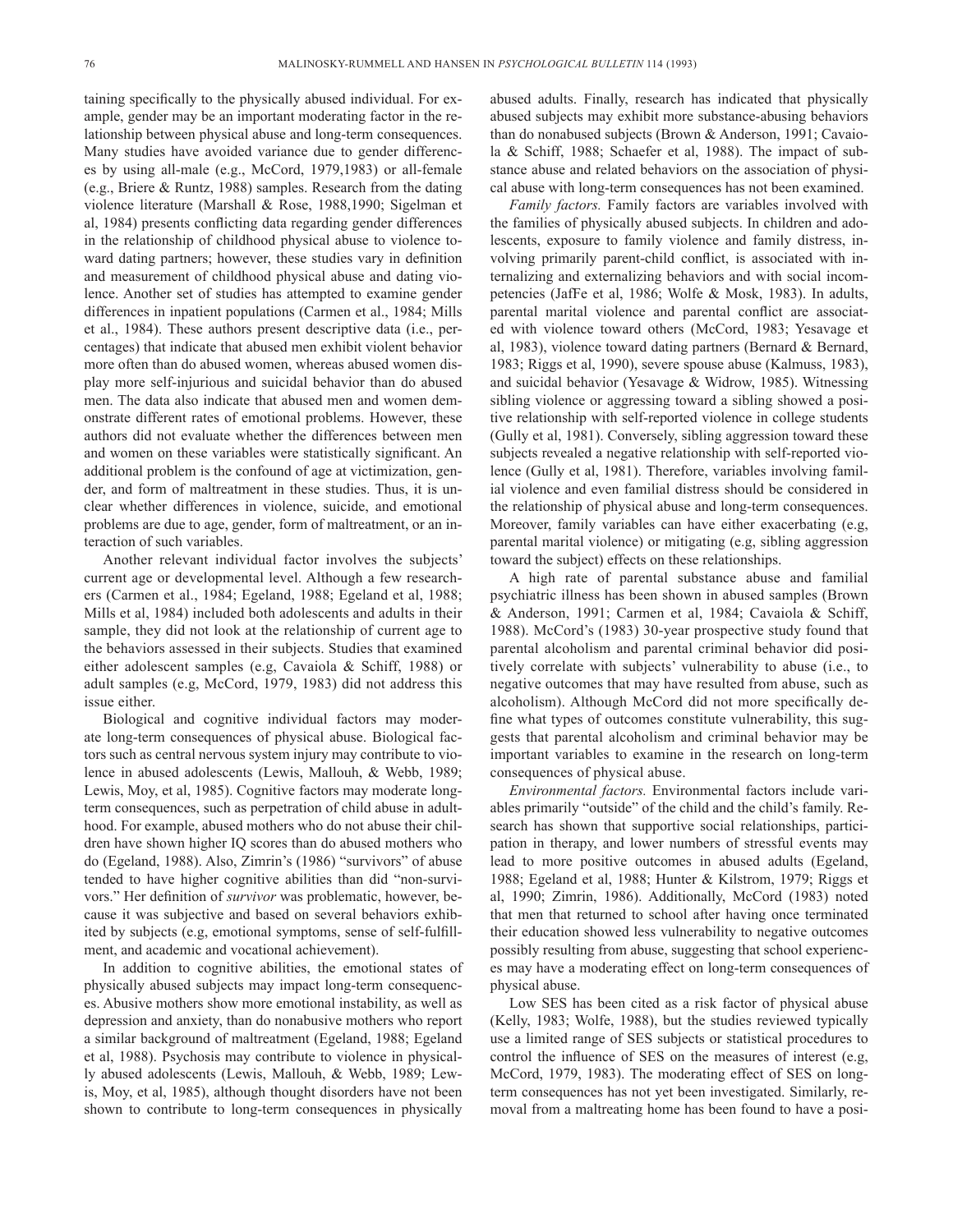taining specifically to the physically abused individual. For example, gender may be an important moderating factor in the relationship between physical abuse and long-term consequences. Many studies have avoided variance due to gender differences by using all-male (e.g., McCord, 1979,1983) or all-female (e.g., Briere & Runtz, 1988) samples. Research from the dating violence literature (Marshall & Rose, 1988,1990; Sigelman et al, 1984) presents conflicting data regarding gender differences in the relationship of childhood physical abuse to violence toward dating partners; however, these studies vary in definition and measurement of childhood physical abuse and dating violence. Another set of studies has attempted to examine gender differences in inpatient populations (Carmen et al., 1984; Mills et al., 1984). These authors present descriptive data (i.e., percentages) that indicate that abused men exhibit violent behavior more often than do abused women, whereas abused women display more self-injurious and suicidal behavior than do abused men. The data also indicate that abused men and women demonstrate different rates of emotional problems. However, these authors did not evaluate whether the differences between men and women on these variables were statistically significant. An additional problem is the confound of age at victimization, gender, and form of maltreatment in these studies. Thus, it is unclear whether differences in violence, suicide, and emotional problems are due to age, gender, form of maltreatment, or an interaction of such variables.

Another relevant individual factor involves the subjects' current age or developmental level. Although a few researchers (Carmen et al., 1984; Egeland, 1988; Egeland et al, 1988; Mills et al, 1984) included both adolescents and adults in their sample, they did not look at the relationship of current age to the behaviors assessed in their subjects. Studies that examined either adolescent samples (e.g, Cavaiola & Schiff, 1988) or adult samples (e.g, McCord, 1979, 1983) did not address this issue either.

Biological and cognitive individual factors may moderate long-term consequences of physical abuse. Biological factors such as central nervous system injury may contribute to violence in abused adolescents (Lewis, Mallouh, & Webb, 1989; Lewis, Moy, et al, 1985). Cognitive factors may moderate long-term consequences, such as perpetration of child abuse in adulthood. For example, abused mothers who do not abuse their children have shown higher IQ scores than do abused mothers who do (Egeland, 1988). Also, Zimrin's (1986) "survivors" of abuse tended to have higher cognitive abilities than did "non-survivors." Her definition of *survivor* was problematic, however, because it was subjective and based on several behaviors exhibited by subjects (e.g, emotional symptoms, sense of self-fulfillment, and academic and vocational achievement).

In addition to cognitive abilities, the emotional states of physically abused subjects may impact long-term consequences. Abusive mothers show more emotional instability, as well as depression and anxiety, than do nonabusive mothers who report a similar background of maltreatment (Egeland, 1988; Egeland et al, 1988). Psychosis may contribute to violence in physically abused adolescents (Lewis, Mallouh, & Webb, 1989; Lewis, Moy, et al, 1985), although thought disorders have not been shown to contribute to long-term consequences in physically abused adults. Finally, research has indicated that physically abused subjects may exhibit more substance-abusing behaviors than do nonabused subjects (Brown & Anderson, 1991; Cavaiola & Schiff, 1988; Schaefer et al, 1988). The impact of substance abuse and related behaviors on the association of physical abuse with long-term consequences has not been examined.

*Family factors.* Family factors are variables involved with the families of physically abused subjects. In children and adolescents, exposure to family violence and family distress, involving primarily parent-child conflict, is associated with internalizing and externalizing behaviors and with social incompetencies (JafFe et al, 1986; Wolfe & Mosk, 1983). In adults, parental marital violence and parental conflict are associated with violence toward others (McCord, 1983; Yesavage et al, 1983), violence toward dating partners (Bernard & Bernard, 1983; Riggs et al, 1990), severe spouse abuse (Kalmuss, 1983), and suicidal behavior (Yesavage & Widrow, 1985). Witnessing sibling violence or aggressing toward a sibling showed a positive relationship with self-reported violence in college students (Gully et al, 1981). Conversely, sibling aggression toward these subjects revealed a negative relationship with self-reported violence (Gully et al, 1981). Therefore, variables involving familial violence and even familial distress should be considered in the relationship of physical abuse and long-term consequences. Moreover, family variables can have either exacerbating (e.g, parental marital violence) or mitigating (e.g, sibling aggression toward the subject) effects on these relationships.

A high rate of parental substance abuse and familial psychiatric illness has been shown in abused samples (Brown & Anderson, 1991; Carmen et al, 1984; Cavaiola & Schiff, 1988). McCord's (1983) 30-year prospective study found that parental alcoholism and parental criminal behavior did positively correlate with subjects' vulnerability to abuse (i.e., to negative outcomes that may have resulted from abuse, such as alcoholism). Although McCord did not more specifically define what types of outcomes constitute vulnerability, this suggests that parental alcoholism and criminal behavior may be important variables to examine in the research on long-term consequences of physical abuse.

*Environmental factors.* Environmental factors include variables primarily "outside" of the child and the child's family. Research has shown that supportive social relationships, participation in therapy, and lower numbers of stressful events may lead to more positive outcomes in abused adults (Egeland, 1988; Egeland et al, 1988; Hunter & Kilstrom, 1979; Riggs et al, 1990; Zimrin, 1986). Additionally, McCord (1983) noted that men that returned to school after having once terminated their education showed less vulnerability to negative outcomes possibly resulting from abuse, suggesting that school experiences may have a moderating effect on long-term consequences of physical abuse.

Low SES has been cited as a risk factor of physical abuse (Kelly, 1983; Wolfe, 1988), but the studies reviewed typically use a limited range of SES subjects or statistical procedures to control the influence of SES on the measures of interest (e.g, McCord, 1979, 1983). The moderating effect of SES on long-term consequences has not yet been investigated. Similarly, removal from a maltreating home has been found to have a posi-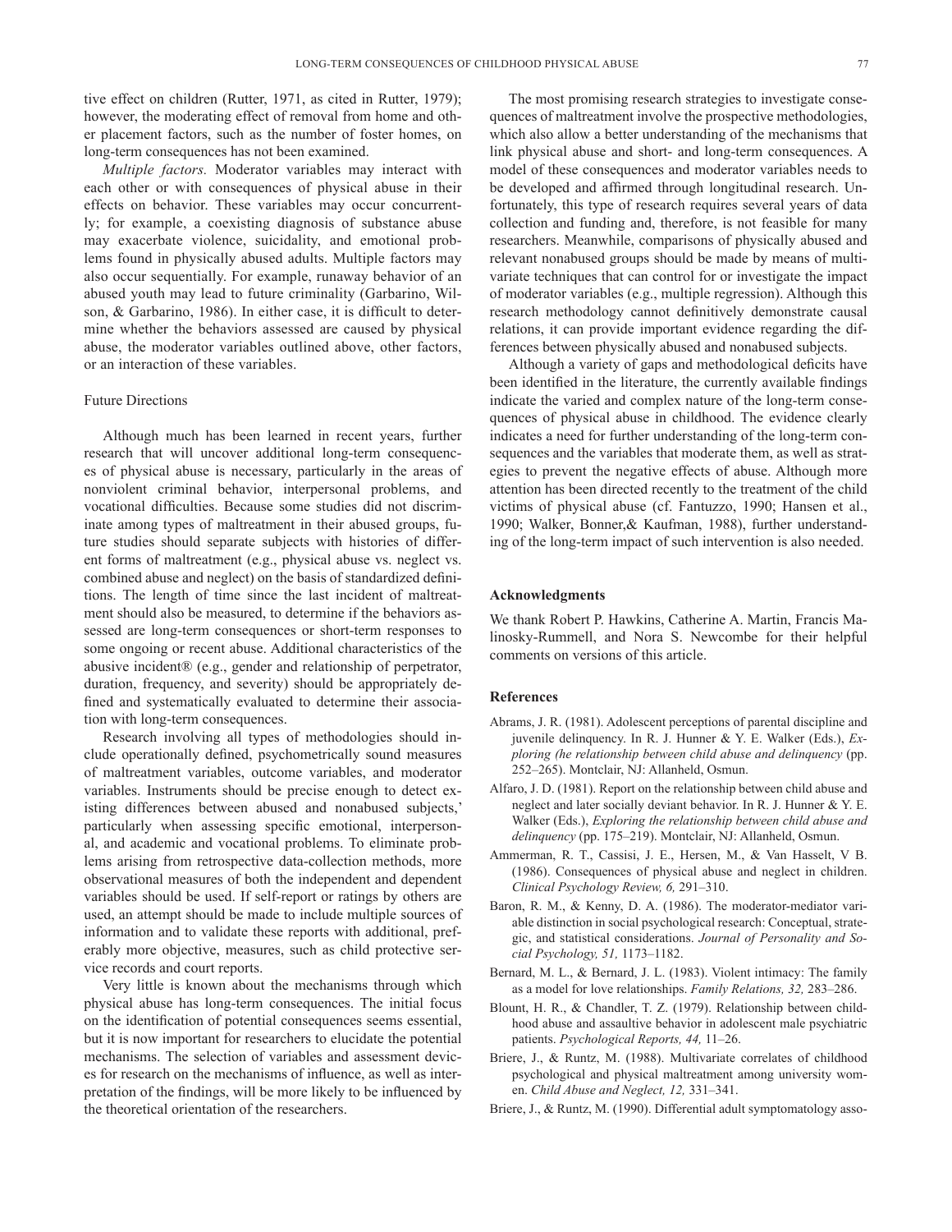tive effect on children (Rutter, 1971, as cited in Rutter, 1979); however, the moderating effect of removal from home and other placement factors, such as the number of foster homes, on long-term consequences has not been examined.

*Multiple factors.* Moderator variables may interact with each other or with consequences of physical abuse in their effects on behavior. These variables may occur concurrently; for example, a coexisting diagnosis of substance abuse may exacerbate violence, suicidality, and emotional problems found in physically abused adults. Multiple factors may also occur sequentially. For example, runaway behavior of an abused youth may lead to future criminality (Garbarino, Wilson, & Garbarino, 1986). In either case, it is difficult to determine whether the behaviors assessed are caused by physical abuse, the moderator variables outlined above, other factors, or an interaction of these variables.

## Future Directions

Although much has been learned in recent years, further research that will uncover additional long-term consequences of physical abuse is necessary, particularly in the areas of nonviolent criminal behavior, interpersonal problems, and vocational difficulties. Because some studies did not discriminate among types of maltreatment in their abused groups, future studies should separate subjects with histories of different forms of maltreatment (e.g., physical abuse vs. neglect vs. combined abuse and neglect) on the basis of standardized definitions. The length of time since the last incident of maltreatment should also be measured, to determine if the behaviors assessed are long-term consequences or short-term responses to some ongoing or recent abuse. Additional characteristics of the abusive incident® (e.g., gender and relationship of perpetrator, duration, frequency, and severity) should be appropriately defined and systematically evaluated to determine their association with long-term consequences.

Research involving all types of methodologies should include operationally defined, psychometrically sound measures of maltreatment variables, outcome variables, and moderator variables. Instruments should be precise enough to detect existing differences between abused and nonabused subjects,' particularly when assessing specific emotional, interpersonal, and academic and vocational problems. To eliminate problems arising from retrospective data-collection methods, more observational measures of both the independent and dependent variables should be used. If self-report or ratings by others are used, an attempt should be made to include multiple sources of information and to validate these reports with additional, preferably more objective, measures, such as child protective service records and court reports.

Very little is known about the mechanisms through which physical abuse has long-term consequences. The initial focus on the identification of potential consequences seems essential, but it is now important for researchers to elucidate the potential mechanisms. The selection of variables and assessment devices for research on the mechanisms of influence, as well as interpretation of the findings, will be more likely to be influenced by the theoretical orientation of the researchers.

The most promising research strategies to investigate consequences of maltreatment involve the prospective methodologies, which also allow a better understanding of the mechanisms that link physical abuse and short- and long-term consequences. A model of these consequences and moderator variables needs to be developed and affirmed through longitudinal research. Unfortunately, this type of research requires several years of data collection and funding and, therefore, is not feasible for many researchers. Meanwhile, comparisons of physically abused and relevant nonabused groups should be made by means of multivariate techniques that can control for or investigate the impact of moderator variables (e.g., multiple regression). Although this research methodology cannot definitively demonstrate causal relations, it can provide important evidence regarding the differences between physically abused and nonabused subjects.

Although a variety of gaps and methodological deficits have been identified in the literature, the currently available findings indicate the varied and complex nature of the long-term consequences of physical abuse in childhood. The evidence clearly indicates a need for further understanding of the long-term consequences and the variables that moderate them, as well as strategies to prevent the negative effects of abuse. Although more attention has been directed recently to the treatment of the child victims of physical abuse (cf. Fantuzzo, 1990; Hansen et al., 1990; Walker, Bonner,& Kaufman, 1988), further understanding of the long-term impact of such intervention is also needed.

## Acknowledgments

We thank Robert P. Hawkins, Catherine A. Martin, Francis Malinosky-Rummell, and Nora S. Newcombe for their helpful comments on versions of this article.

## References

Abrams, J. R. (1981). Adolescent perceptions of parental discipline and juvenile delinquency. In R. J. Hunner & Y. E. Walker (Eds.), *Exploring (he relationship between child abuse and delinquency* (pp. 252–265). Montclair, NJ: Allanheld, Osmun.

Alfaro, J. D. (1981). Report on the relationship between child abuse and neglect and later socially deviant behavior. In R. J. Hunner & Y. E. Walker (Eds.), *Exploring the relationship between child abuse and delinquency* (pp. 175–219). Montclair, NJ: Allanheld, Osmun.

Ammerman, R. T., Cassisi, J. E., Hersen, M., & Van Hasselt, V B. (1986). Consequences of physical abuse and neglect in children. *Clinical Psychology Review, 6,* 291–310.

Baron, R. M., & Kenny, D. A. (1986). The moderator-mediator variable distinction in social psychological research: Conceptual, strategic, and statistical considerations. *Journal of Personality and Social Psychology, 51,* 1173–1182.

Bernard, M. L., & Bernard, J. L. (1983). Violent intimacy: The family as a model for love relationships. *Family Relations, 32,* 283–286.

Blount, H. R., & Chandler, T. Z. (1979). Relationship between childhood abuse and assaultive behavior in adolescent male psychiatric patients. *Psychological Reports, 44,* 11–26.

Briere, J., & Runtz, M. (1988). Multivariate correlates of childhood psychological and physical maltreatment among university women. *Child Abuse and Neglect, 12,* 331–341.

Briere, J., & Runtz, M. (1990). Differential adult symptomatology asso-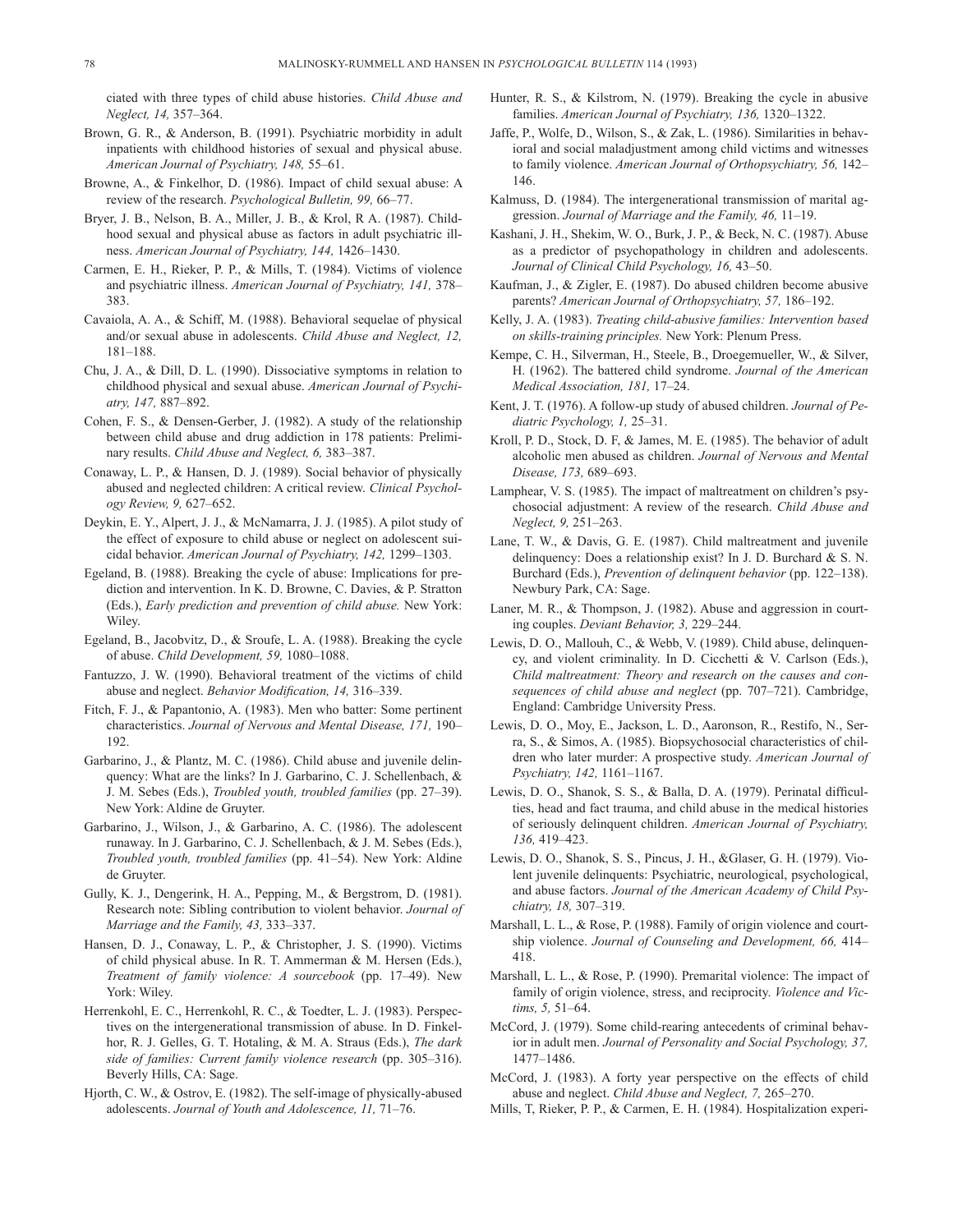ciated with three types of child abuse histories. *Child Abuse and Neglect, 14,* 357–364.

Brown, G. R., & Anderson, B. (1991). Psychiatric morbidity in adult inpatients with childhood histories of sexual and physical abuse. *American Journal of Psychiatry, 148,* 55–61.

Browne, A., & Finkelhor, D. (1986). Impact of child sexual abuse: A review of the research. *Psychological Bulletin, 99,* 66–77.

Bryer, J. B., Nelson, B. A., Miller, J. B., & Krol, R A. (1987). Childhood sexual and physical abuse as factors in adult psychiatric illness. *American Journal of Psychiatry, 144,* 1426–1430.

Carmen, E. H., Rieker, P. P., & Mills, T. (1984). Victims of violence and psychiatric illness. *American Journal of Psychiatry, 141,* 378–383.

Cavaiola, A. A., & Schiff, M. (1988). Behavioral sequelae of physical and/or sexual abuse in adolescents. *Child Abuse and Neglect, 12,* 181–188.

Chu, J. A., & Dill, D. L. (1990). Dissociative symptoms in relation to childhood physical and sexual abuse. *American Journal of Psychiatry, 147,* 887–892.

Cohen, F. S., & Densen-Gerber, J. (1982). A study of the relationship between child abuse and drug addiction in 178 patients: Preliminary results. *Child Abuse and Neglect, 6,* 383–387.

Conaway, L. P., & Hansen, D. J. (1989). Social behavior of physically abused and neglected children: A critical review. *Clinical Psychology Review, 9,* 627–652.

Deykin, E. Y., Alpert, J. J., & McNamarra, J. J. (1985). A pilot study of the effect of exposure to child abuse or neglect on adolescent suicidal behavior. *American Journal of Psychiatry, 142,* 1299–1303.

Egeland, B. (1988). Breaking the cycle of abuse: Implications for prediction and intervention. In K. D. Browne, C. Davies, & P. Stratton (Eds.), *Early prediction and prevention of child abuse.* New York: Wiley.

Egeland, B., Jacobvitz, D., & Sroufe, L. A. (1988). Breaking the cycle of abuse. *Child Development, 59,* 1080–1088.

Fantuzzo, J. W. (1990). Behavioral treatment of the victims of child abuse and neglect. *Behavior Modification, 14,* 316–339.

Fitch, F. J., & Papantonio, A. (1983). Men who batter: Some pertinent characteristics. *Journal of Nervous and Mental Disease, 171,* 190–192.

Garbarino, J., & Plantz, M. C. (1986). Child abuse and juvenile delinquency: What are the links? In J. Garbarino, C. J. Schellenbach, & J. M. Sebes (Eds.), *Troubled youth, troubled families* (pp. 27–39). New York: Aldine de Gruyter.

Garbarino, J., Wilson, J., & Garbarino, A. C. (1986). The adolescent runaway. In J. Garbarino, C. J. Schellenbach, & J. M. Sebes (Eds.), *Troubled youth, troubled families* (pp. 41–54). New York: Aldine de Gruyter.

Gully, K. J., Dengerink, H. A., Pepping, M., & Bergstrom, D. (1981). Research note: Sibling contribution to violent behavior. *Journal of Marriage and the Family, 43,* 333–337.

Hansen, D. J., Conaway, L. P., & Christopher, J. S. (1990). Victims of child physical abuse. In R. T. Ammerman & M. Hersen (Eds.), *Treatment of family violence: A sourcebook* (pp. 17–49). New York: Wiley.

Herrenkohl, E. C., Herrenkohl, R. C., & Toedter, L. J. (1983). Perspectives on the intergenerational transmission of abuse. In D. Finkelhor, R. J. Gelles, G. T. Hotaling, & M. A. Straus (Eds.), *The dark side of families: Current family violence research* (pp. 305–316). Beverly Hills, CA: Sage.

Hjorth, C. W., & Ostrov, E. (1982). The self-image of physically-abused adolescents. *Journal of Youth and Adolescence, 11,* 71–76.

Hunter, R. S., & Kilstrom, N. (1979). Breaking the cycle in abusive families. *American Journal of Psychiatry, 136,* 1320–1322.

Jaffe, P., Wolfe, D., Wilson, S., & Zak, L. (1986). Similarities in behavioral and social maladjustment among child victims and witnesses to family violence. *American Journal of Orthopsychiatry, 56,* 142–146.

Kalmuss, D. (1984). The intergenerational transmission of marital aggression. *Journal of Marriage and the Family, 46,* 11–19.

Kashani, J. H., Shekim, W. O., Burk, J. P., & Beck, N. C. (1987). Abuse as a predictor of psychopathology in children and adolescents. *Journal of Clinical Child Psychology, 16,* 43–50.

Kaufman, J., & Zigler, E. (1987). Do abused children become abusive parents? *American Journal of Orthopsychiatry, 57,* 186–192.

Kelly, J. A. (1983). *Treating child-abusive families: Intervention based on skills-training principles.* New York: Plenum Press.

Kempe, C. H., Silverman, H., Steele, B., Droegemueller, W., & Silver, H. (1962). The battered child syndrome. *Journal of the American Medical Association, 181,* 17–24.

Kent, J. T. (1976). A follow-up study of abused children. *Journal of Pediatric Psychology, 1,* 25–31.

Kroll, P. D., Stock, D. F, & James, M. E. (1985). The behavior of adult alcoholic men abused as children. *Journal of Nervous and Mental Disease, 173,* 689–693.

Lamphear, V. S. (1985). The impact of maltreatment on children's psychosocial adjustment: A review of the research. *Child Abuse and Neglect, 9,* 251–263.

Lane, T. W., & Davis, G. E. (1987). Child maltreatment and juvenile delinquency: Does a relationship exist? In J. D. Burchard & S. N. Burchard (Eds.), *Prevention of delinquent behavior* (pp. 122–138). Newbury Park, CA: Sage.

Laner, M. R., & Thompson, J. (1982). Abuse and aggression in courting couples. *Deviant Behavior, 3,* 229–244.

Lewis, D. O., Mallouh, C., & Webb, V. (1989). Child abuse, delinquency, and violent criminality. In D. Cicchetti & V. Carlson (Eds.), *Child maltreatment: Theory and research on the causes and consequences of child abuse and neglect* (pp. 707–721). Cambridge, England: Cambridge University Press.

Lewis, D. O., Moy, E., Jackson, L. D., Aaronson, R., Restifo, N., Serra, S., & Simos, A. (1985). Biopsychosocial characteristics of children who later murder: A prospective study. *American Journal of Psychiatry, 142,* 1161–1167.

Lewis, D. O., Shanok, S. S., & Balla, D. A. (1979). Perinatal difficulties, head and fact trauma, and child abuse in the medical histories of seriously delinquent children. *American Journal of Psychiatry, 136,* 419–423.

Lewis, D. O., Shanok, S. S., Pincus, J. H., &Glaser, G. H. (1979). Violent juvenile delinquents: Psychiatric, neurological, psychological, and abuse factors. *Journal of the American Academy of Child Psychiatry, 18,* 307–319.

Marshall, L. L., & Rose, P. (1988). Family of origin violence and courtship violence. *Journal of Counseling and Development, 66,* 414–418.

Marshall, L. L., & Rose, P. (1990). Premarital violence: The impact of family of origin violence, stress, and reciprocity. *Violence and Victims, 5,* 51–64.

McCord, J. (1979). Some child-rearing antecedents of criminal behavior in adult men. *Journal of Personality and Social Psychology, 37,* 1477–1486.

McCord, J. (1983). A forty year perspective on the effects of child abuse and neglect. *Child Abuse and Neglect, 7,* 265–270.

Mills, T, Rieker, P. P., & Carmen, E. H. (1984). Hospitalization experi-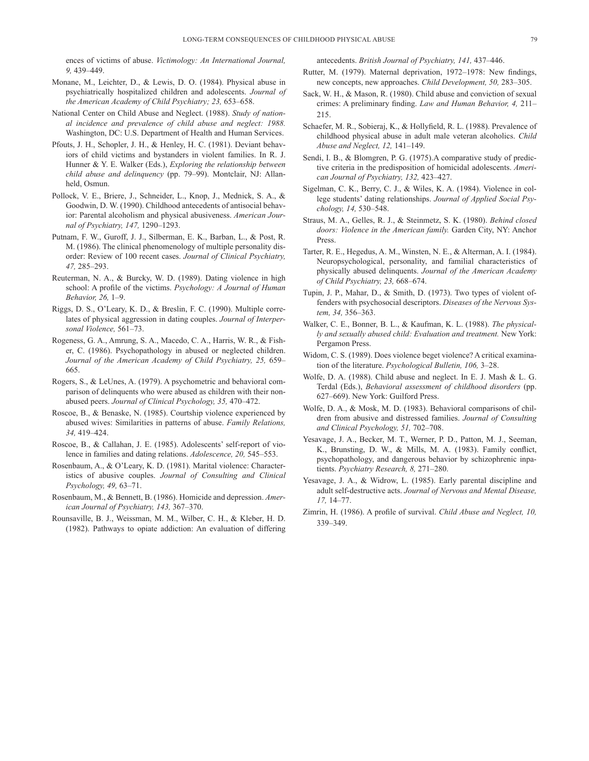ences of victims of abuse. *Victimology: An International Journal, 9,* 439–449.

Monane, M., Leichter, D., & Lewis, D. O. (1984). Physical abuse in psychiatrically hospitalized children and adolescents. *Journal of the American Academy of Child Psychiatry; 23,* 653–658.

National Center on Child Abuse and Neglect. (1988). *Study of national incidence and prevalence of child abuse and neglect: 1988.* Washington, DC: U.S. Department of Health and Human Services.

Pfouts, J. H., Schopler, J. H., & Henley, H. C. (1981). Deviant behaviors of child victims and bystanders in violent families. In R. J. Hunner & Y. E. Walker (Eds.), *Exploring the relationship between child abuse and delinquency* (pp. 79–99). Montclair, NJ: Allanheld, Osmun.

Pollock, V. E., Briere, J., Schneider, L., Knop, J., Mednick, S. A., & Goodwin, D. W. (1990). Childhood antecedents of antisocial behavior: Parental alcoholism and physical abusiveness. *American Journal of Psychiatry, 147,* 1290–1293.

Putnam, F. W., Guroff, J. J., Silberman, E. K., Barban, L., & Post, R. M. (1986). The clinical phenomenology of multiple personality disorder: Review of 100 recent cases. *Journal of Clinical Psychiatry, 47,* 285–293.

Reuterman, N. A., & Burcky, W. D. (1989). Dating violence in high school: A profile of the victims. *Psychology: A Journal of Human Behavior, 26,* 1–9.

Riggs, D. S., O'Leary, K. D., & Breslin, F. C. (1990). Multiple correlates of physical aggression in dating couples. *Journal of Interpersonal Violence,* 561–73.

Rogeness, G. A., Amrung, S. A., Macedo, C. A., Harris, W. R., & Fisher, C. (1986). Psychopathology in abused or neglected children. *Journal of the American Academy of Child Psychiatry, 25,* 659–665.

Rogers, S., & LeUnes, A. (1979). A psychometric and behavioral comparison of delinquents who were abused as children with their nonabused peers. *Journal of Clinical Psychology, 35,* 470–472.

Roscoe, B., & Benaske, N. (1985). Courtship violence experienced by abused wives: Similarities in patterns of abuse. *Family Relations, 34,* 419–424.

Roscoe, B., & Callahan, J. E. (1985). Adolescents' self-report of violence in families and dating relations. *Adolescence, 20,* 545–553.

Rosenbaum, A., & O'Leary, K. D. (1981). Marital violence: Characteristics of abusive couples. *Journal of Consulting and Clinical Psychology, 49,* 63–71.

Rosenbaum, M., & Bennett, B. (1986). Homicide and depression. *American Journal of Psychiatry, 143,* 367–370.

Rounsaville, B. J., Weissman, M. M., Wilber, C. H., & Kleber, H. D. (1982). Pathways to opiate addiction: An evaluation of differing antecedents. *British Journal of Psychiatry, 141,* 437–446.

Rutter, M. (1979). Maternal deprivation, 1972–1978: New findings, new concepts, new approaches. *Child Development, 50,* 283–305.

Sack, W. H., & Mason, R. (1980). Child abuse and conviction of sexual crimes: A preliminary finding. *Law and Human Behavior, 4,* 211–215.

Schaefer, M. R., Sobieraj, K., & Hollyfield, R. L. (1988). Prevalence of childhood physical abuse in adult male veteran alcoholics. *Child Abuse and Neglect, 12,* 141–149.

Sendi, I. B., & Blomgren, P. G. (1975).A comparative study of predictive criteria in the predisposition of homicidal adolescents. *American Journal of Psychiatry, 132,* 423–427.

Sigelman, C. K., Berry, C. J., & Wiles, K. A. (1984). Violence in college students' dating relationships. *Journal of Applied Social Psychology, 14,* 530–548.

Straus, M. A., Gelles, R. J., & Steinmetz, S. K. (1980). *Behind closed doors: Violence in the American family.* Garden City, NY: Anchor Press.

Tarter, R. E., Hegedus, A. M., Winsten, N. E., & Alterman, A. I. (1984). Neuropsychological, personality, and familial characteristics of physically abused delinquents. *Journal of the American Academy of Child Psychiatry, 23,* 668–674.

Tupin, J. P., Mahar, D., & Smith, D. (1973). Two types of violent offenders with psychosocial descriptors. *Diseases of the Nervous System, 34,* 356–363.

Walker, C. E., Bonner, B. L., & Kaufman, K. L. (1988). *The physically and sexually abused child: Evaluation and treatment.* New York: Pergamon Press.

Widom, C. S. (1989). Does violence beget violence? A critical examination of the literature. *Psychological Bulletin, 106,* 3–28.

Wolfe, D. A. (1988). Child abuse and neglect. In E. J. Mash & L. G. Terdal (Eds.), *Behavioral assessment of childhood disorders* (pp. 627–669). New York: Guilford Press.

Wolfe, D. A., & Mosk, M. D. (1983). Behavioral comparisons of children from abusive and distressed families. *Journal of Consulting and Clinical Psychology, 51,* 702–708.

Yesavage, J. A., Becker, M. T., Werner, P. D., Patton, M. J., Seeman, K., Brunsting, D. W., & Mills, M. A. (1983). Family conflict, psychopathology, and dangerous behavior by schizophrenic inpatients. *Psychiatry Research, 8,* 271–280.

Yesavage, J. A., & Widrow, L. (1985). Early parental discipline and adult self-destructive acts. *Journal of Nervous and Mental Disease, 17,* 14–77.

Zimrin, H. (1986). A profile of survival. *Child Abuse and Neglect, 10,* 339–349.